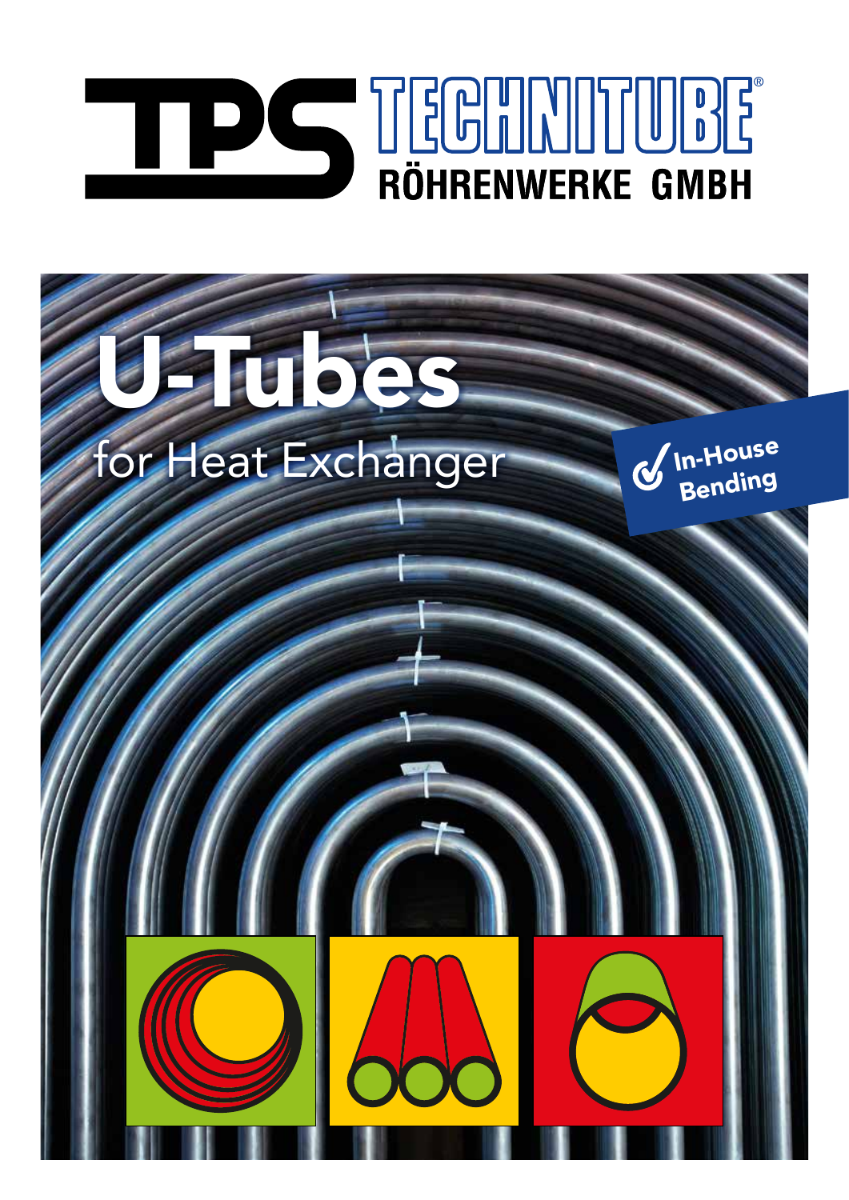TPS TECHNITUBE® RÖHRENWERKE GMBH

# U-Tubes

## for Heat Exchanger

In-House Bending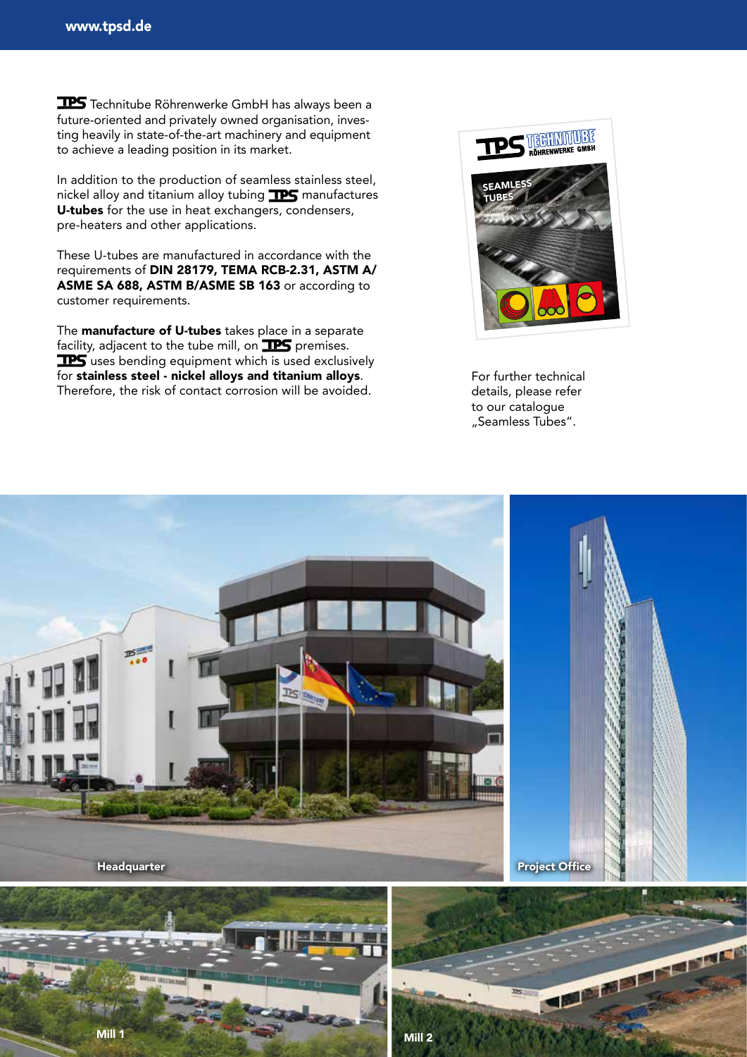TPS Technitube Röhrenwerke GmbH has always been a future-oriented and privately owned organisation, investing heavily in state-of-the-art machinery and equipment to achieve a leading position in its market.

In addition to the production of seamless stainless steel, nickel alloy and titanium alloy tubing TPS manufactures **U-tubes** for the use in heat exchangers, condensers, pre-heaters and other applications.

These U-tubes are manufactured in accordance with the requirements of **DIN 28179, TEMA RCB-2.31, ASTM A/ ASME SA 688, ASTM B/ASME SB 163** or according to customer requirements.

The **manufacture of U-tubes** takes place in a separate facility, adjacent to the tube mill, on TPS premises. TPS uses bending equipment which is used exclusively for **stainless steel - nickel alloys and titanium alloys**. Therefore, the risk of contact corrosion will be avoided.

For further technical details, please refer to our catalogue „Seamless Tubes".

Headquarter

Project Office

Mill 1

Mill 2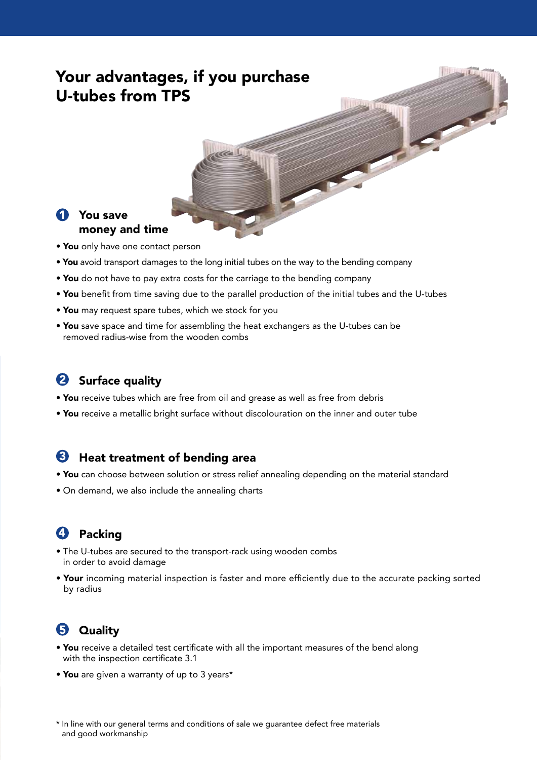# Your advantages, if you purchase U-tubes from TPS

## 1 You save money and time

- **You** only have one contact person
- **You** avoid transport damages to the long initial tubes on the way to the bending company
- **You** do not have to pay extra costs for the carriage to the bending company
- **You** benefit from time saving due to the parallel production of the initial tubes and the U-tubes
- **You** may request spare tubes, which we stock for you
- **You** save space and time for assembling the heat exchangers as the U-tubes can be removed radius-wise from the wooden combs

## 2 Surface quality

- **You** receive tubes which are free from oil and grease as well as free from debris
- **You** receive a metallic bright surface without discolouration on the inner and outer tube

## 3 Heat treatment of bending area

- **You** can choose between solution or stress relief annealing depending on the material standard
- On demand, we also include the annealing charts

## 4 Packing

- The U-tubes are secured to the transport-rack using wooden combs in order to avoid damage
- **Your** incoming material inspection is faster and more efficiently due to the accurate packing sorted by radius

## 5 Quality

- **You** receive a detailed test certificate with all the important measures of the bend along with the inspection certificate 3.1
- **You** are given a warranty of up to 3 years*

\* In line with our general terms and conditions of sale we guarantee defect free materials and good workmanship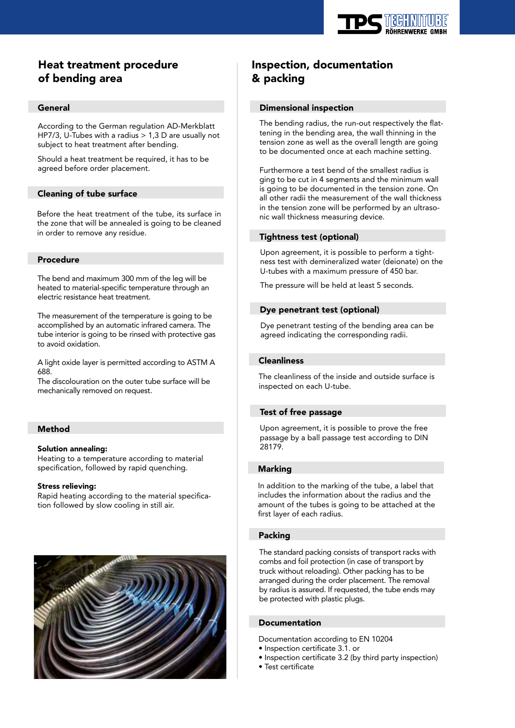# Heat treatment procedure of bending area

## General

According to the German regulation AD-Merkblatt HP7/3, U-Tubes with a radius > 1,3 D are usually not subject to heat treatment after bending.

Should a heat treatment be required, it has to be agreed before order placement.

## Cleaning of tube surface

Before the heat treatment of the tube, its surface in the zone that will be annealed is going to be cleaned in order to remove any residue.

## Procedure

The bend and maximum 300 mm of the leg will be heated to material-specific temperature through an electric resistance heat treatment.

The measurement of the temperature is going to be accomplished by an automatic infrared camera. The tube interior is going to be rinsed with protective gas to avoid oxidation.

A light oxide layer is permitted according to ASTM A 688.
The discolouration on the outer tube surface will be mechanically removed on request.

## Method

**Solution annealing:**
Heating to a temperature according to material specification, followed by rapid quenching.

**Stress relieving:**
Rapid heating according to the material specification followed by slow cooling in still air.

# Inspection, documentation & packing

## Dimensional inspection

The bending radius, the run-out respectively the flattening in the bending area, the wall thinning in the tension zone as well as the overall length are going to be documented once at each machine setting.

Furthermore a test bend of the smallest radius is ging to be cut in 4 segments and the minimum wall is going to be documented in the tension zone. On all other radii the measurement of the wall thickness in the tension zone will be performed by an ultrasonic wall thickness measuring device.

## Tightness test (optional)

Upon agreement, it is possible to perform a tightness test with demineralized water (deionate) on the U-tubes with a maximum pressure of 450 bar.

The pressure will be held at least 5 seconds.

## Dye penetrant test (optional)

Dye penetrant testing of the bending area can be agreed indicating the corresponding radii.

## Cleanliness

The cleanliness of the inside and outside surface is inspected on each U-tube.

## Test of free passage

Upon agreement, it is possible to prove the free passage by a ball passage test according to DIN 28179.

## Marking

In addition to the marking of the tube, a label that includes the information about the radius and the amount of the tubes is going to be attached at the first layer of each radius.

## Packing

The standard packing consists of transport racks with combs and foil protection (in case of transport by truck without reloading). Other packing has to be arranged during the order placement. The removal by radius is assured. If requested, the tube ends may be protected with plastic plugs.

## Documentation

Documentation according to EN 10204
- Inspection certificate 3.1. or
- Inspection certificate 3.2 (by third party inspection)
- Test certificate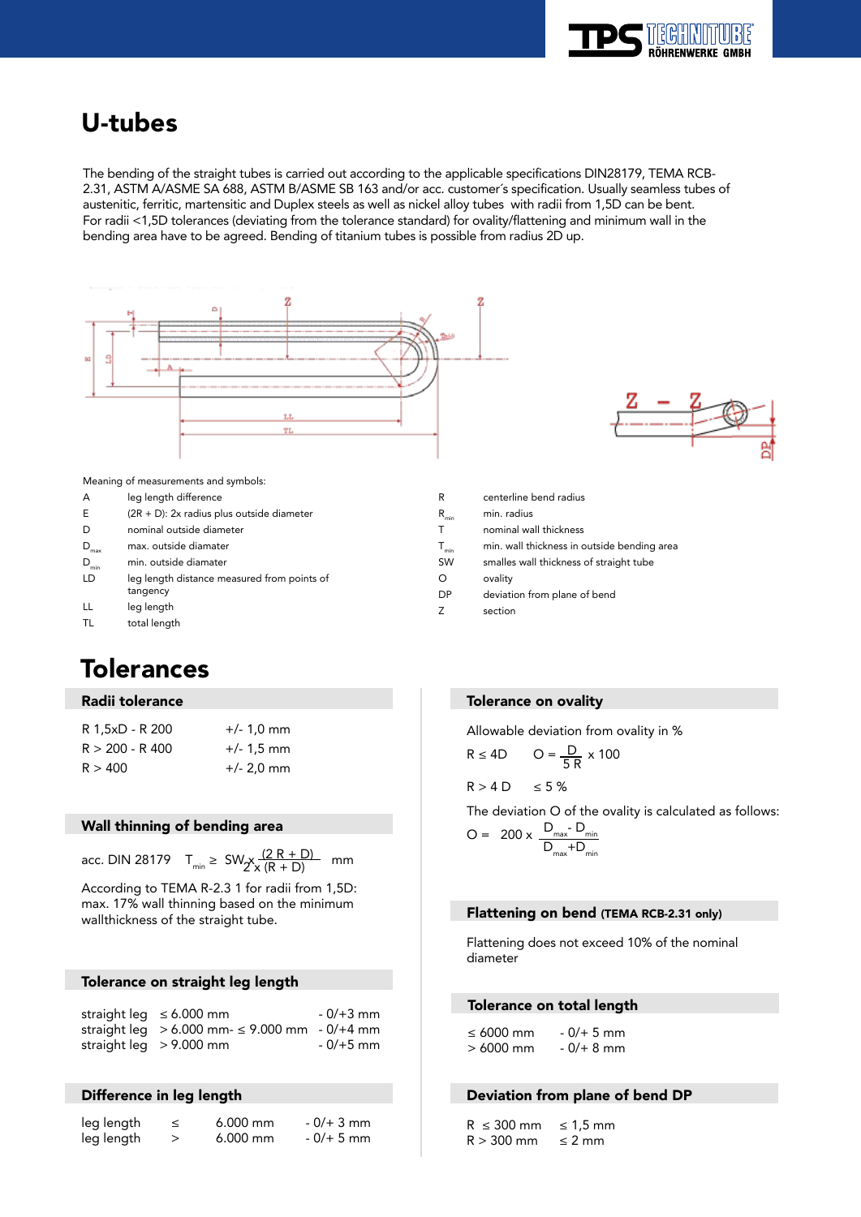# U-tubes

The bending of the straight tubes is carried out according to the applicable specifications DIN28179, TEMA RCB-2.31, ASTM A/ASME SA 688, ASTM B/ASME SB 163 and/or acc. customer´s specification. Usually seamless tubes of austenitic, ferritic, martensitic and Duplex steels as well as nickel alloy tubes with radii from 1,5D can be bent. For radii <1,5D tolerances (deviating from the tolerance standard) for ovality/flattening and minimum wall in the bending area have to be agreed. Bending of titanium tubes is possible from radius 2D up.

Meaning of measurements and symbols:

| Symbol | Meaning |
|---|---|
| A | leg length difference |
| E | (2R + D): 2x radius plus outside diameter |
| D | nominal outside diameter |
| $D_{max}$ | max. outside diamater |
| $D_{min}$ | min. outside diamater |
| LD | leg length distance measured from points of tangency |
| LL | leg length |
| TL | total length |
| R | centerline bend radius |
| $R_{min}$ | min. radius |
| T | nominal wall thickness |
| $T_{min}$ | min. wall thickness in outside bending area |
| SW | smalles wall thickness of straight tube |
| O | ovality |
| DP | deviation from plane of bend |
| Z | section |

# Tolerances

## Radii tolerance

| | |
|---|---|
| R 1,5xD - R 200 | +/- 1,0 mm |
| R > 200 - R 400 | +/- 1,5 mm |
| R > 400 | +/- 2,0 mm |

## Wall thinning of bending area

acc. DIN 28179 $T_{min} \geq SW \times \frac{(2R + D)}{2 \times (R + D)}$ mm

According to TEMA R-2.3 1 for radii from 1,5D: max. 17% wall thinning based on the minimum wallthickness of the straight tube.

## Tolerance on straight leg length

| | | |
|---|---|---|
| straight leg | ≤ 6.000 mm | - 0/+3 mm |
| straight leg | > 6.000 mm- ≤ 9.000 mm | - 0/+4 mm |
| straight leg | > 9.000 mm | - 0/+5 mm |

## Difference in leg length

| | | | |
|---|---|---|---|
| leg length | ≤ | 6.000 mm | - 0/+ 3 mm |
| leg length | > | 6.000 mm | - 0/+ 5 mm |

## Tolerance on ovality

Allowable deviation from ovality in %

R ≤ 4D   $O = \frac{D}{5R} \times 100$

R > 4 D   ≤ 5 %

The deviation O of the ovality is calculated as follows:

$$O = 200 \times \frac{D_{max} - D_{min}}{D_{max} + D_{min}}$$

## Flattening on bend (TEMA RCB-2.31 only)

Flattening does not exceed 10% of the nominal diameter

## Tolerance on total length

| | |
|---|---|
| ≤ 6000 mm | - 0/+ 5 mm |
| > 6000 mm | - 0/+ 8 mm |

## Deviation from plane of bend DP

| | |
|---|---|
| R ≤ 300 mm | ≤ 1,5 mm |
| R > 300 mm | ≤ 2 mm |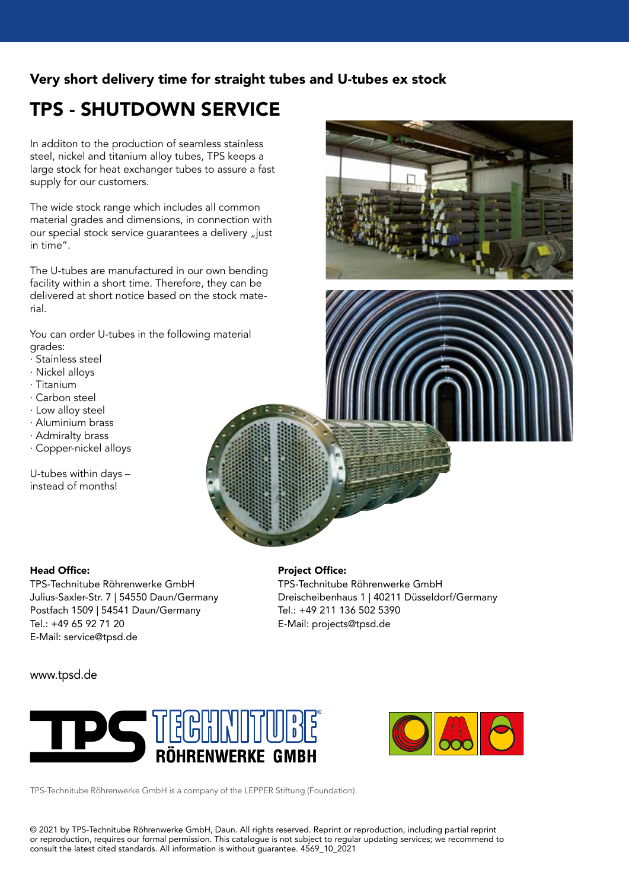Very short delivery time for straight tubes and U-tubes ex stock

# TPS - SHUTDOWN SERVICE

In additon to the production of seamless stainless steel, nickel and titanium alloy tubes, TPS keeps a large stock for heat exchanger tubes to assure a fast supply for our customers.

The wide stock range which includes all common material grades and dimensions, in connection with our special stock service guarantees a delivery „just in time".

The U-tubes are manufactured in our own bending facility within a short time. Therefore, they can be delivered at short notice based on the stock material.

You can order U-tubes in the following material grades:

- Stainless steel
- Nickel alloys
- Titanium
- Carbon steel
- Low alloy steel
- Aluminium brass
- Admiralty brass
- Copper-nickel alloys

U-tubes within days – instead of months!

**Head Office:**
TPS-Technitube Röhrenwerke GmbH
Julius-Saxler-Str. 7 | 54550 Daun/Germany
Postfach 1509 | 54541 Daun/Germany
Tel.: +49 65 92 71 20
E-Mail: service@tpsd.de

**Project Office:**
TPS-Technitube Röhrenwerke GmbH
Dreischeibenhaus 1 | 40211 Düsseldorf/Germany
Tel.: +49 211 136 502 5390
E-Mail: projects@tpsd.de

www.tpsd.de

TPS TECHNITUBE® RÖHRENWERKE GMBH

TPS-Technitube Röhrenwerke GmbH is a company of the LEPPER Stiftung (Foundation).

© 2021 by TPS-Technitube Röhrenwerke GmbH, Daun. All rights reserved. Reprint or reproduction, including partial reprint or reproduction, requires our formal permission. This catalogue is not subject to regular updating services; we recommend to consult the latest cited standards. All information is without guarantee. 4569_10_2021